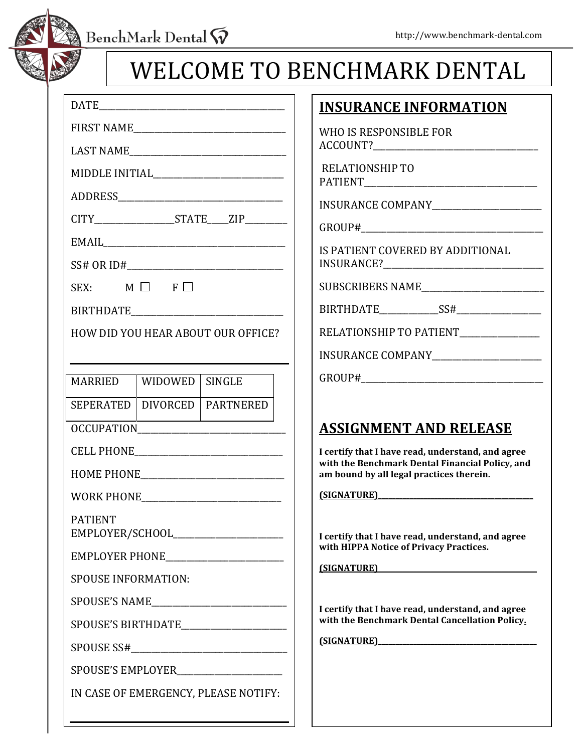BenchMark Dental

http://www.benchmark-dental.com

# WELCOME TO BENCHMARK DENTAL

DATE________________________________________

FIRST NAME________________________________

LAST NAME_________________________________

MIDDLE INITIAL____________________________

ADDRESS___________________________________

CITY________________STATE____ZIP________

EMAIL_____________________________________

SS# OR ID#________________________________

SEX: M ☐ F ☐

BIRTHDATE_________________________________

HOW DID YOU HEAR ABOUT OUR OFFICE?

_____________________________________________

| MARRIED | WIDOWED | SINGLE |
|---|---|---|
| SEPERATED | DIVORCED | PARTNERED |

OCCUPATION________________________________

CELL PHONE________________________________

HOME PHONE________________________________

WORK PHONE________________________________

PATIENT EMPLOYER/SCHOOL________________________

EMPLOYER PHONE___________________________

SPOUSE INFORMATION:

SPOUSE'S NAME_____________________________

SPOUSE'S BIRTHDATE________________________

SPOUSE SS#________________________________

SPOUSE'S EMPLOYER_________________________

IN CASE OF EMERGENCY, PLEASE NOTIFY:

_____________________________________________

## INSURANCE INFORMATION

WHO IS RESPONSIBLE FOR ACCOUNT?______________________________________

RELATIONSHIP TO PATIENT_____________________________________

INSURANCE COMPANY_______________________

GROUP#_______________________________________

IS PATIENT COVERED BY ADDITIONAL INSURANCE?_________________________________

SUBSCRIBERS NAME__________________________

BIRTHDATE____________SS#_________________

RELATIONSHIP TO PATIENT_________________

INSURANCE COMPANY_______________________

GROUP#_______________________________________

## ASSIGNMENT AND RELEASE

**I certify that I have read, understand, and agree with the Benchmark Dental Financial Policy, and am bound by all legal practices therein.**

**(SIGNATURE)________________________________________**

**I certify that I have read, understand, and agree with HIPPA Notice of Privacy Practices.**

**(SIGNATURE)________________________________________**

**I certify that I have read, understand, and agree with the Benchmark Dental Cancellation Policy.**

**(SIGNATURE)________________________________________**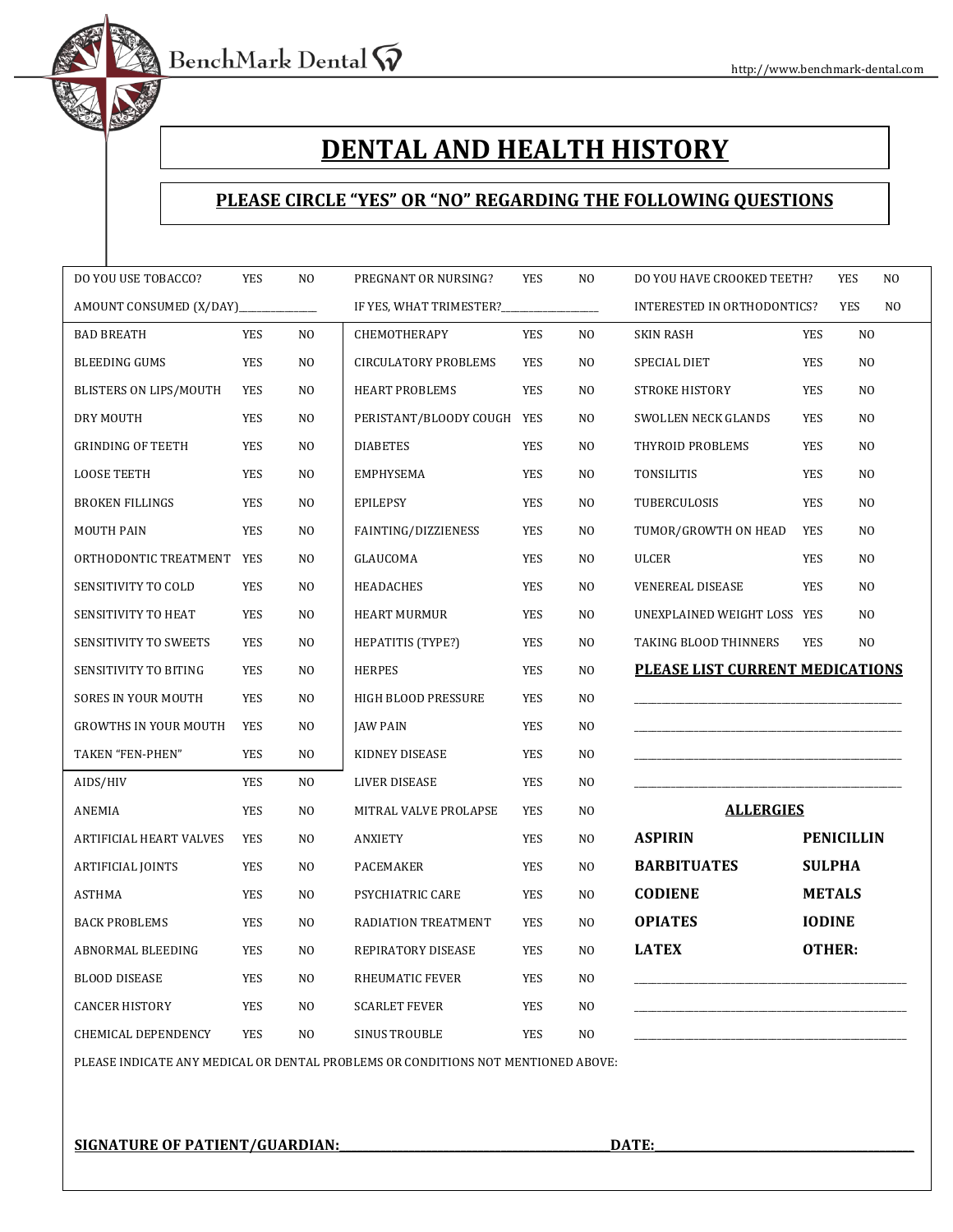BenchMark Dental

http://www.benchmark-dental.com

# DENTAL AND HEALTH HISTORY

## PLEASE CIRCLE "YES" OR "NO" REGARDING THE FOLLOWING QUESTIONS

| | | | | | | | | |
|---|---|---|---|---|---|---|---|---|
| DO YOU USE TOBACCO? | YES | NO | PREGNANT OR NURSING? | YES | NO | DO YOU HAVE CROOKED TEETH? | YES | NO |
| AMOUNT CONSUMED (X/DAY)______________ | | | IF YES, WHAT TRIMESTER?_________________ | | | INTERESTED IN ORTHODONTICS? | YES | NO |
| BAD BREATH | YES | NO | CHEMOTHERAPY | YES | NO | SKIN RASH | YES | NO |
| BLEEDING GUMS | YES | NO | CIRCULATORY PROBLEMS | YES | NO | SPECIAL DIET | YES | NO |
| BLISTERS ON LIPS/MOUTH | YES | NO | HEART PROBLEMS | YES | NO | STROKE HISTORY | YES | NO |
| DRY MOUTH | YES | NO | PERISTANT/BLOODY COUGH | YES | NO | SWOLLEN NECK GLANDS | YES | NO |
| GRINDING OF TEETH | YES | NO | DIABETES | YES | NO | THYROID PROBLEMS | YES | NO |
| LOOSE TEETH | YES | NO | EMPHYSEMA | YES | NO | TONSILITIS | YES | NO |
| BROKEN FILLINGS | YES | NO | EPILEPSY | YES | NO | TUBERCULOSIS | YES | NO |
| MOUTH PAIN | YES | NO | FAINTING/DIZZIENESS | YES | NO | TUMOR/GROWTH ON HEAD | YES | NO |
| ORTHODONTIC TREATMENT | YES | NO | GLAUCOMA | YES | NO | ULCER | YES | NO |
| SENSITIVITY TO COLD | YES | NO | HEADACHES | YES | NO | VENEREAL DISEASE | YES | NO |
| SENSITIVITY TO HEAT | YES | NO | HEART MURMUR | YES | NO | UNEXPLAINED WEIGHT LOSS | YES | NO |
| SENSITIVITY TO SWEETS | YES | NO | HEPATITIS (TYPE?) | YES | NO | TAKING BLOOD THINNERS | YES | NO |
| SENSITIVITY TO BITING | YES | NO | HERPES | YES | NO | **PLEASE LIST CURRENT MEDICATIONS** | | |
| SORES IN YOUR MOUTH | YES | NO | HIGH BLOOD PRESSURE | YES | NO | ______________________________ | | |
| GROWTHS IN YOUR MOUTH | YES | NO | JAW PAIN | YES | NO | ______________________________ | | |
| TAKEN "FEN-PHEN" | YES | NO | KIDNEY DISEASE | YES | NO | ______________________________ | | |
| AIDS/HIV | YES | NO | LIVER DISEASE | YES | NO | ______________________________ | | |
| ANEMIA | YES | NO | MITRAL VALVE PROLAPSE | YES | NO | **ALLERGIES** | | |
| ARTIFICIAL HEART VALVES | YES | NO | ANXIETY | YES | NO | **ASPIRIN** | **PENICILLIN** | |
| ARTIFICIAL JOINTS | YES | NO | PACEMAKER | YES | NO | **BARBITUATES** | **SULPHA** | |
| ASTHMA | YES | NO | PSYCHIATRIC CARE | YES | NO | **CODIENE** | **METALS** | |
| BACK PROBLEMS | YES | NO | RADIATION TREATMENT | YES | NO | **OPIATES** | **IODINE** | |
| ABNORMAL BLEEDING | YES | NO | REPIRATORY DISEASE | YES | NO | **LATEX** | **OTHER:** | |
| BLOOD DISEASE | YES | NO | RHEUMATIC FEVER | YES | NO | ______________________________ | | |
| CANCER HISTORY | YES | NO | SCARLET FEVER | YES | NO | ______________________________ | | |
| CHEMICAL DEPENDENCY | YES | NO | SINUS TROUBLE | YES | NO | ______________________________ | | |

PLEASE INDICATE ANY MEDICAL OR DENTAL PROBLEMS OR CONDITIONS NOT MENTIONED ABOVE:

**SIGNATURE OF PATIENT/GUARDIAN:______________________________ DATE:______________________________**